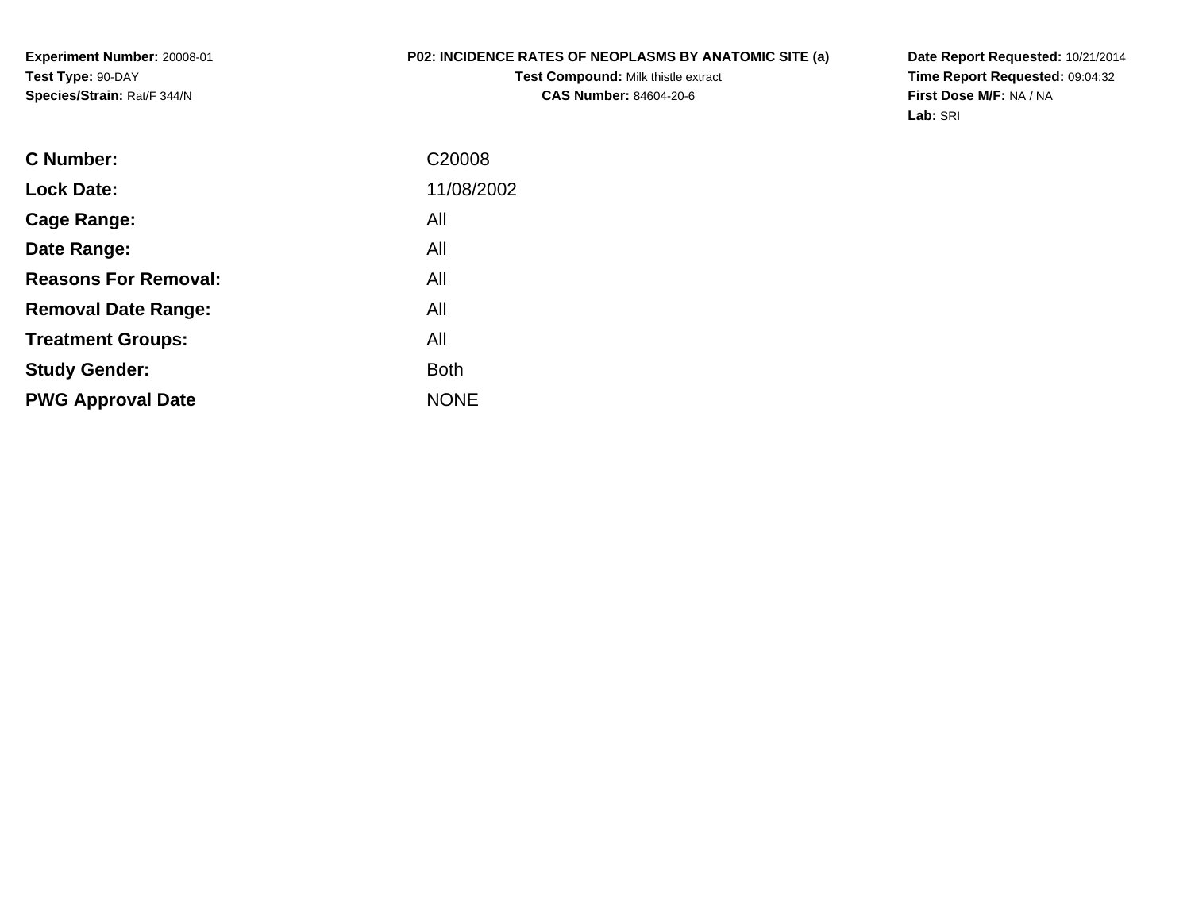**Experiment Number:** 20008-01
**Test Type:** 90-DAY
**Species/Strain:** Rat/F 344/N

**P02: INCIDENCE RATES OF NEOPLASMS BY ANATOMIC SITE (a)**
**Test Compound:** Milk thistle extract
**CAS Number:** 84604-20-6

**Date Report Requested:** 10/21/2014
**Time Report Requested:** 09:04:32
**First Dose M/F:** NA / NA
**Lab:** SRI

| | |
|---|---|
| **C Number:** | C20008 |
| **Lock Date:** | 11/08/2002 |
| **Cage Range:** | All |
| **Date Range:** | All |
| **Reasons For Removal:** | All |
| **Removal Date Range:** | All |
| **Treatment Groups:** | All |
| **Study Gender:** | Both |
| **PWG Approval Date** | NONE |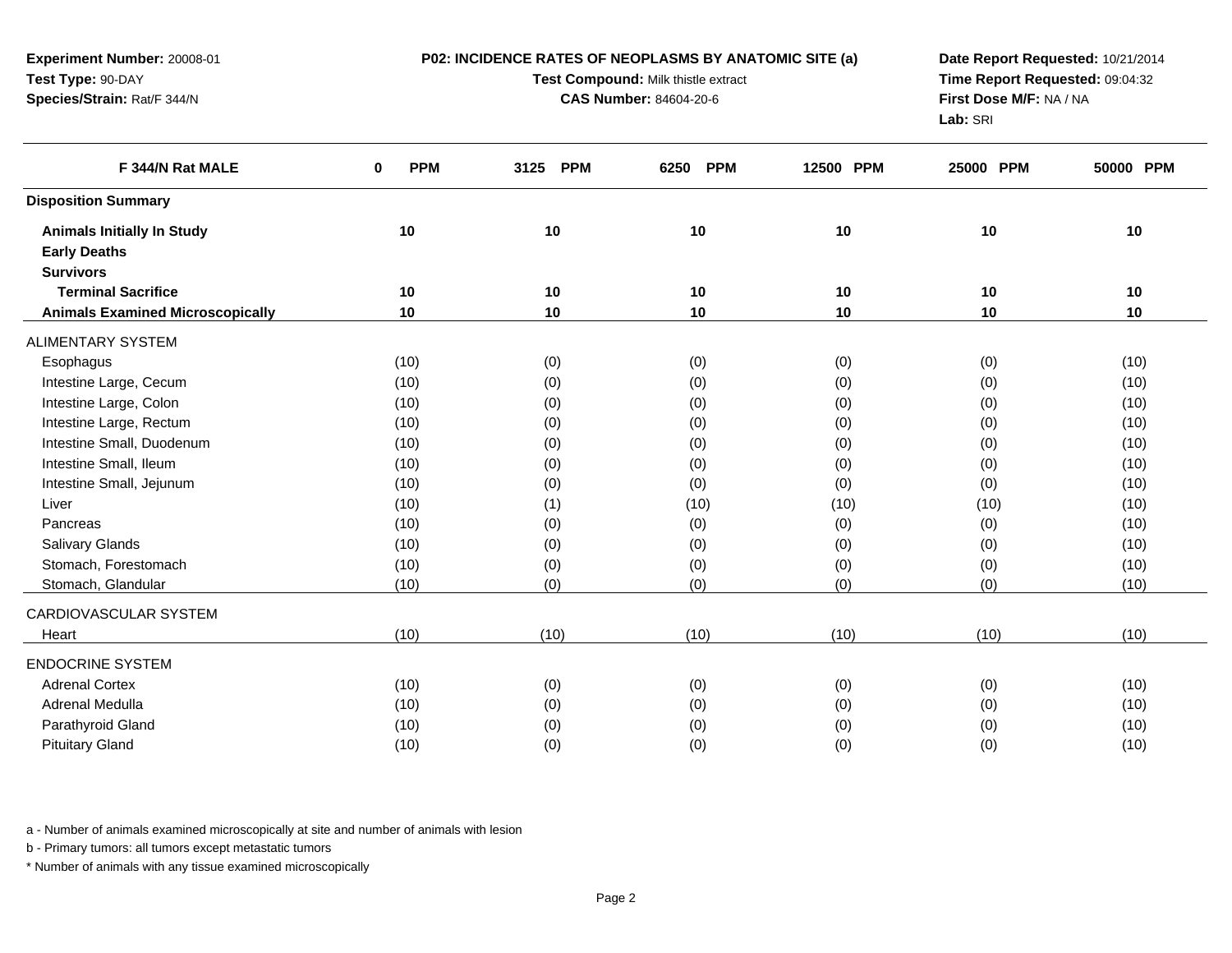**Experiment Number:** 20008-01
**Test Type:** 90-DAY
**Species/Strain:** Rat/F 344/N

**P02: INCIDENCE RATES OF NEOPLASMS BY ANATOMIC SITE (a)**
**Test Compound:** Milk thistle extract
**CAS Number:** 84604-20-6

**Date Report Requested:** 10/21/2014
**Time Report Requested:** 09:04:32
**First Dose M/F:** NA / NA
**Lab:** SRI

| F 344/N Rat MALE | 0 PPM | 3125 PPM | 6250 PPM | 12500 PPM | 25000 PPM | 50000 PPM |
|---|---|---|---|---|---|---|
| **Disposition Summary** | | | | | | |
| **Animals Initially In Study** | 10 | 10 | 10 | 10 | 10 | 10 |
| **Early Deaths** | | | | | | |
| **Survivors** | | | | | | |
| **Terminal Sacrifice** | 10 | 10 | 10 | 10 | 10 | 10 |
| **Animals Examined Microscopically** | 10 | 10 | 10 | 10 | 10 | 10 |
| ALIMENTARY SYSTEM | | | | | | |
| Esophagus | (10) | (0) | (0) | (0) | (0) | (10) |
| Intestine Large, Cecum | (10) | (0) | (0) | (0) | (0) | (10) |
| Intestine Large, Colon | (10) | (0) | (0) | (0) | (0) | (10) |
| Intestine Large, Rectum | (10) | (0) | (0) | (0) | (0) | (10) |
| Intestine Small, Duodenum | (10) | (0) | (0) | (0) | (0) | (10) |
| Intestine Small, Ileum | (10) | (0) | (0) | (0) | (0) | (10) |
| Intestine Small, Jejunum | (10) | (0) | (0) | (0) | (0) | (10) |
| Liver | (10) | (1) | (10) | (10) | (10) | (10) |
| Pancreas | (10) | (0) | (0) | (0) | (0) | (10) |
| Salivary Glands | (10) | (0) | (0) | (0) | (0) | (10) |
| Stomach, Forestomach | (10) | (0) | (0) | (0) | (0) | (10) |
| Stomach, Glandular | (10) | (0) | (0) | (0) | (0) | (10) |
| CARDIOVASCULAR SYSTEM | | | | | | |
| Heart | (10) | (10) | (10) | (10) | (10) | (10) |
| ENDOCRINE SYSTEM | | | | | | |
| Adrenal Cortex | (10) | (0) | (0) | (0) | (0) | (10) |
| Adrenal Medulla | (10) | (0) | (0) | (0) | (0) | (10) |
| Parathyroid Gland | (10) | (0) | (0) | (0) | (0) | (10) |
| Pituitary Gland | (10) | (0) | (0) | (0) | (0) | (10) |

a - Number of animals examined microscopically at site and number of animals with lesion

b - Primary tumors: all tumors except metastatic tumors

* Number of animals with any tissue examined microscopically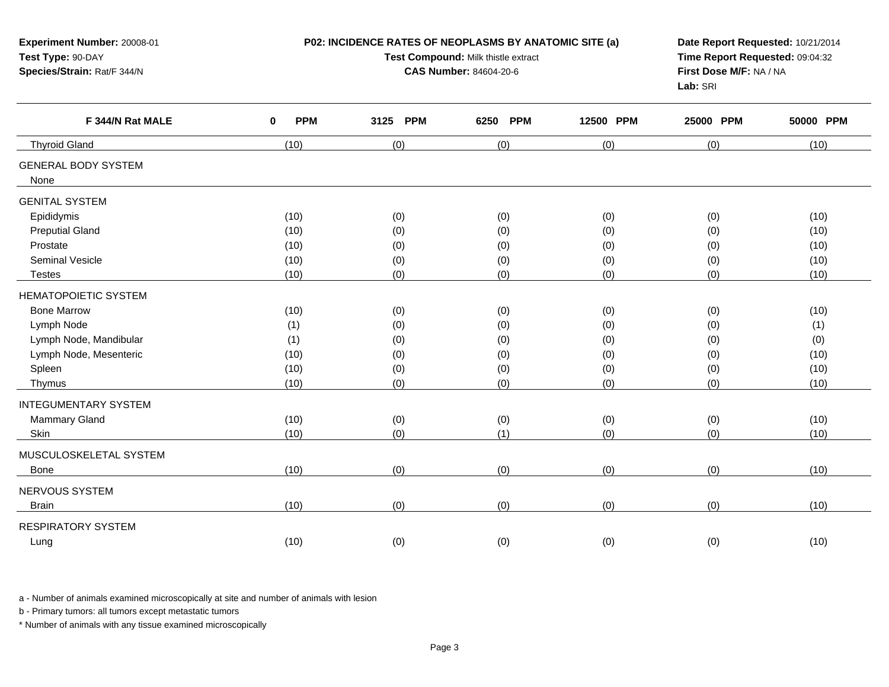**Experiment Number:** 20008-01
**Test Type:** 90-DAY
**Species/Strain:** Rat/F 344/N

**P02: INCIDENCE RATES OF NEOPLASMS BY ANATOMIC SITE (a)**
**Test Compound:** Milk thistle extract
**CAS Number:** 84604-20-6

**Date Report Requested:** 10/21/2014
**Time Report Requested:** 09:04:32
**First Dose M/F:** NA / NA
**Lab:** SRI

| F 344/N Rat MALE | 0 PPM | 3125 PPM | 6250 PPM | 12500 PPM | 25000 PPM | 50000 PPM |
|---|---|---|---|---|---|---|
| Thyroid Gland | (10) | (0) | (0) | (0) | (0) | (10) |
| GENERAL BODY SYSTEM | | | | | | |
| None | | | | | | |
| GENITAL SYSTEM | | | | | | |
| Epididymis | (10) | (0) | (0) | (0) | (0) | (10) |
| Preputial Gland | (10) | (0) | (0) | (0) | (0) | (10) |
| Prostate | (10) | (0) | (0) | (0) | (0) | (10) |
| Seminal Vesicle | (10) | (0) | (0) | (0) | (0) | (10) |
| Testes | (10) | (0) | (0) | (0) | (0) | (10) |
| HEMATOPOIETIC SYSTEM | | | | | | |
| Bone Marrow | (10) | (0) | (0) | (0) | (0) | (10) |
| Lymph Node | (1) | (0) | (0) | (0) | (0) | (1) |
| Lymph Node, Mandibular | (1) | (0) | (0) | (0) | (0) | (0) |
| Lymph Node, Mesenteric | (10) | (0) | (0) | (0) | (0) | (10) |
| Spleen | (10) | (0) | (0) | (0) | (0) | (10) |
| Thymus | (10) | (0) | (0) | (0) | (0) | (10) |
| INTEGUMENTARY SYSTEM | | | | | | |
| Mammary Gland | (10) | (0) | (0) | (0) | (0) | (10) |
| Skin | (10) | (0) | (1) | (0) | (0) | (10) |
| MUSCULOSKELETAL SYSTEM | | | | | | |
| Bone | (10) | (0) | (0) | (0) | (0) | (10) |
| NERVOUS SYSTEM | | | | | | |
| Brain | (10) | (0) | (0) | (0) | (0) | (10) |
| RESPIRATORY SYSTEM | | | | | | |
| Lung | (10) | (0) | (0) | (0) | (0) | (10) |

a - Number of animals examined microscopically at site and number of animals with lesion

b - Primary tumors: all tumors except metastatic tumors

* Number of animals with any tissue examined microscopically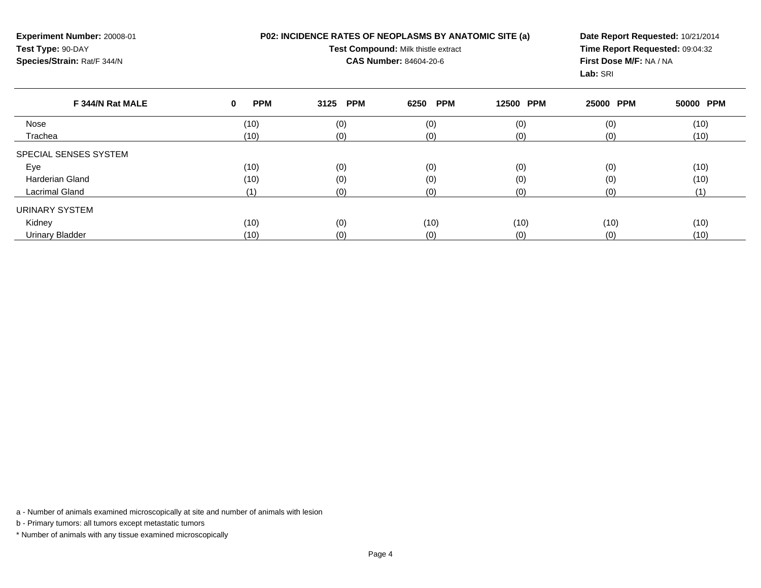**Experiment Number:** 20008-01
**Test Type:** 90-DAY
**Species/Strain:** Rat/F 344/N

**P02: INCIDENCE RATES OF NEOPLASMS BY ANATOMIC SITE (a)**
**Test Compound:** Milk thistle extract
**CAS Number:** 84604-20-6

**Date Report Requested:** 10/21/2014
**Time Report Requested:** 09:04:32
**First Dose M/F:** NA / NA
**Lab:** SRI

| F 344/N Rat MALE | 0 PPM | 3125 PPM | 6250 PPM | 12500 PPM | 25000 PPM | 50000 PPM |
|---|---|---|---|---|---|---|
| Nose | (10) | (0) | (0) | (0) | (0) | (10) |
| Trachea | (10) | (0) | (0) | (0) | (0) | (10) |
| SPECIAL SENSES SYSTEM | | | | | | |
| Eye | (10) | (0) | (0) | (0) | (0) | (10) |
| Harderian Gland | (10) | (0) | (0) | (0) | (0) | (10) |
| Lacrimal Gland | (1) | (0) | (0) | (0) | (0) | (1) |
| URINARY SYSTEM | | | | | | |
| Kidney | (10) | (0) | (10) | (10) | (10) | (10) |
| Urinary Bladder | (10) | (0) | (0) | (0) | (0) | (10) |

a - Number of animals examined microscopically at site and number of animals with lesion

b - Primary tumors: all tumors except metastatic tumors

* Number of animals with any tissue examined microscopically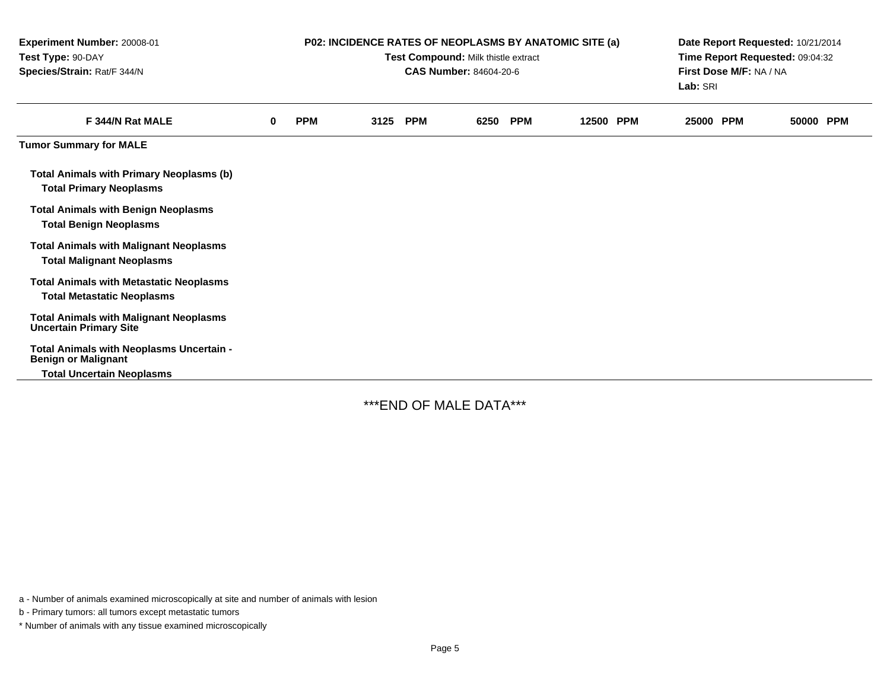Experiment Number: 20008-01
Test Type: 90-DAY
Species/Strain: Rat/F 344/N

**P02: INCIDENCE RATES OF NEOPLASMS BY ANATOMIC SITE (a)**
Test Compound: Milk thistle extract
CAS Number: 84604-20-6

Date Report Requested: 10/21/2014
Time Report Requested: 09:04:32
First Dose M/F: NA / NA
Lab: SRI

| F 344/N Rat MALE | 0 PPM | 3125 PPM | 6250 PPM | 12500 PPM | 25000 PPM | 50000 PPM |
|---|---|---|---|---|---|---|
| **Tumor Summary for MALE** | | | | | | |
| **Total Animals with Primary Neoplasms (b)** | | | | | | |
| **Total Primary Neoplasms** | | | | | | |
| **Total Animals with Benign Neoplasms** | | | | | | |
| **Total Benign Neoplasms** | | | | | | |
| **Total Animals with Malignant Neoplasms** | | | | | | |
| **Total Malignant Neoplasms** | | | | | | |
| **Total Animals with Metastatic Neoplasms** | | | | | | |
| **Total Metastatic Neoplasms** | | | | | | |
| **Total Animals with Malignant Neoplasms Uncertain Primary Site** | | | | | | |
| **Total Animals with Neoplasms Uncertain - Benign or Malignant** | | | | | | |
| **Total Uncertain Neoplasms** | | | | | | |

***END OF MALE DATA***

a - Number of animals examined microscopically at site and number of animals with lesion

b - Primary tumors: all tumors except metastatic tumors

* Number of animals with any tissue examined microscopically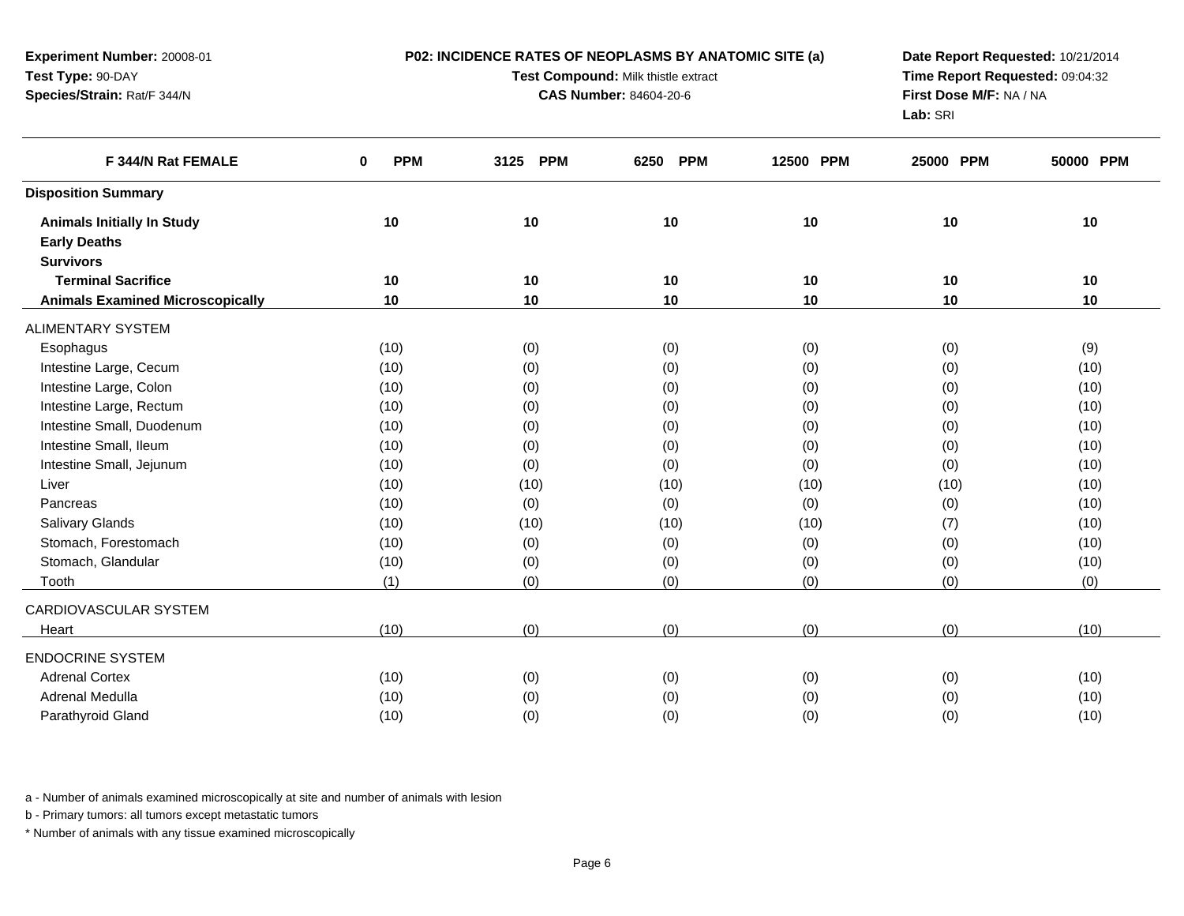**Experiment Number:** 20008-01
**Test Type:** 90-DAY
**Species/Strain:** Rat/F 344/N

**P02: INCIDENCE RATES OF NEOPLASMS BY ANATOMIC SITE (a)**
**Test Compound:** Milk thistle extract
**CAS Number:** 84604-20-6

**Date Report Requested:** 10/21/2014
**Time Report Requested:** 09:04:32
**First Dose M/F:** NA / NA
**Lab:** SRI

| F 344/N Rat FEMALE | 0 PPM | 3125 PPM | 6250 PPM | 12500 PPM | 25000 PPM | 50000 PPM |
|---|---|---|---|---|---|---|
| **Disposition Summary** | | | | | | |
| **Animals Initially In Study** | 10 | 10 | 10 | 10 | 10 | 10 |
| **Early Deaths** | | | | | | |
| **Survivors** | | | | | | |
| **Terminal Sacrifice** | 10 | 10 | 10 | 10 | 10 | 10 |
| **Animals Examined Microscopically** | 10 | 10 | 10 | 10 | 10 | 10 |
| ALIMENTARY SYSTEM | | | | | | |
| Esophagus | (10) | (0) | (0) | (0) | (0) | (9) |
| Intestine Large, Cecum | (10) | (0) | (0) | (0) | (0) | (10) |
| Intestine Large, Colon | (10) | (0) | (0) | (0) | (0) | (10) |
| Intestine Large, Rectum | (10) | (0) | (0) | (0) | (0) | (10) |
| Intestine Small, Duodenum | (10) | (0) | (0) | (0) | (0) | (10) |
| Intestine Small, Ileum | (10) | (0) | (0) | (0) | (0) | (10) |
| Intestine Small, Jejunum | (10) | (0) | (0) | (0) | (0) | (10) |
| Liver | (10) | (10) | (10) | (10) | (10) | (10) |
| Pancreas | (10) | (0) | (0) | (0) | (0) | (10) |
| Salivary Glands | (10) | (10) | (10) | (10) | (7) | (10) |
| Stomach, Forestomach | (10) | (0) | (0) | (0) | (0) | (10) |
| Stomach, Glandular | (10) | (0) | (0) | (0) | (0) | (10) |
| Tooth | (1) | (0) | (0) | (0) | (0) | (0) |
| CARDIOVASCULAR SYSTEM | | | | | | |
| Heart | (10) | (0) | (0) | (0) | (0) | (10) |
| ENDOCRINE SYSTEM | | | | | | |
| Adrenal Cortex | (10) | (0) | (0) | (0) | (0) | (10) |
| Adrenal Medulla | (10) | (0) | (0) | (0) | (0) | (10) |
| Parathyroid Gland | (10) | (0) | (0) | (0) | (0) | (10) |

a - Number of animals examined microscopically at site and number of animals with lesion

b - Primary tumors: all tumors except metastatic tumors

* Number of animals with any tissue examined microscopically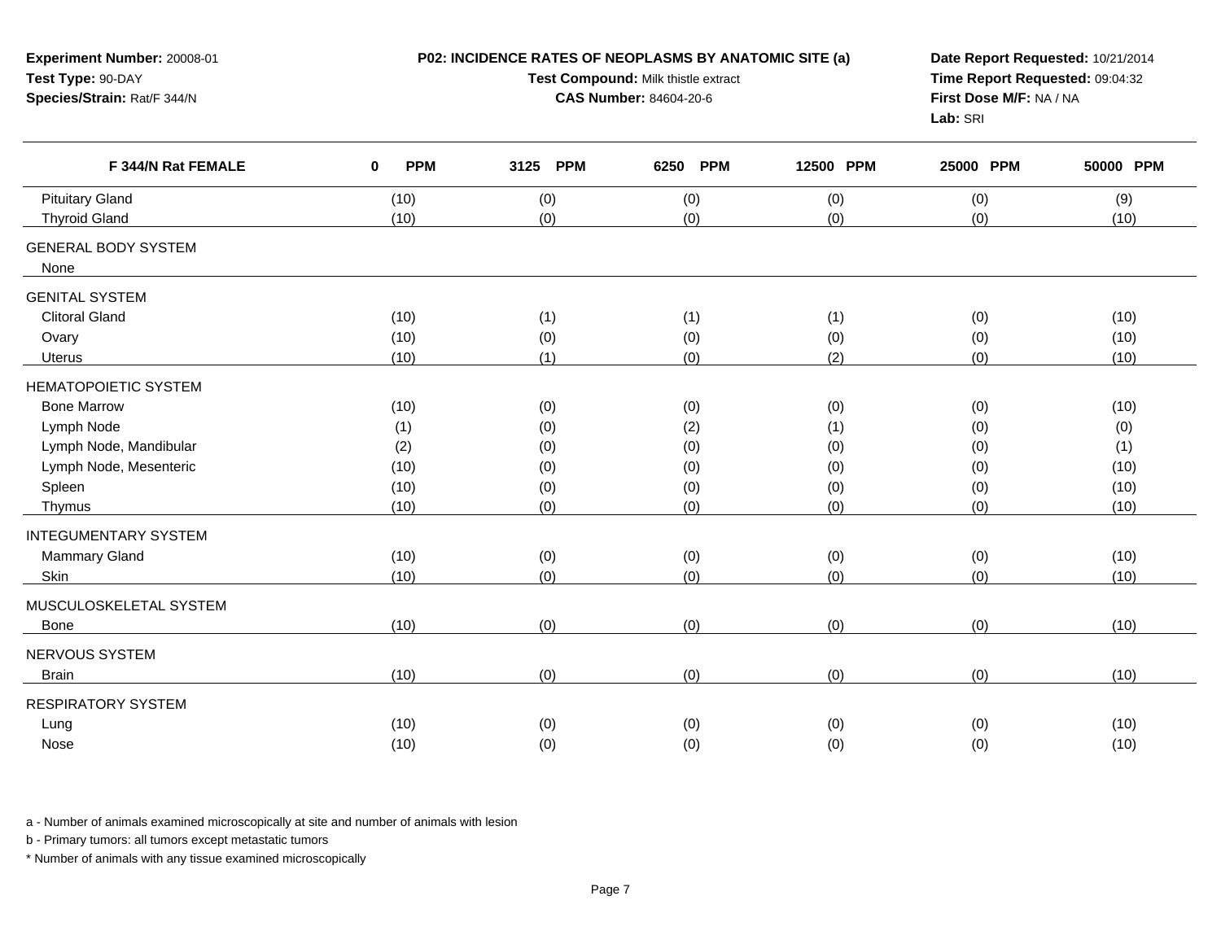**Experiment Number:** 20008-01
**Test Type:** 90-DAY
**Species/Strain:** Rat/F 344/N

**P02: INCIDENCE RATES OF NEOPLASMS BY ANATOMIC SITE (a)**
**Test Compound:** Milk thistle extract
**CAS Number:** 84604-20-6

**Date Report Requested:** 10/21/2014
**Time Report Requested:** 09:04:32
**First Dose M/F:** NA / NA
**Lab:** SRI

| F 344/N Rat FEMALE | 0 PPM | 3125 PPM | 6250 PPM | 12500 PPM | 25000 PPM | 50000 PPM |
|---|---|---|---|---|---|---|
| Pituitary Gland | (10) | (0) | (0) | (0) | (0) | (9) |
| Thyroid Gland | (10) | (0) | (0) | (0) | (0) | (10) |
| GENERAL BODY SYSTEM | | | | | | |
| None | | | | | | |
| GENITAL SYSTEM | | | | | | |
| Clitoral Gland | (10) | (1) | (1) | (1) | (0) | (10) |
| Ovary | (10) | (0) | (0) | (0) | (0) | (10) |
| Uterus | (10) | (1) | (0) | (2) | (0) | (10) |
| HEMATOPOIETIC SYSTEM | | | | | | |
| Bone Marrow | (10) | (0) | (0) | (0) | (0) | (10) |
| Lymph Node | (1) | (0) | (2) | (1) | (0) | (0) |
| Lymph Node, Mandibular | (2) | (0) | (0) | (0) | (0) | (1) |
| Lymph Node, Mesenteric | (10) | (0) | (0) | (0) | (0) | (10) |
| Spleen | (10) | (0) | (0) | (0) | (0) | (10) |
| Thymus | (10) | (0) | (0) | (0) | (0) | (10) |
| INTEGUMENTARY SYSTEM | | | | | | |
| Mammary Gland | (10) | (0) | (0) | (0) | (0) | (10) |
| Skin | (10) | (0) | (0) | (0) | (0) | (10) |
| MUSCULOSKELETAL SYSTEM | | | | | | |
| Bone | (10) | (0) | (0) | (0) | (0) | (10) |
| NERVOUS SYSTEM | | | | | | |
| Brain | (10) | (0) | (0) | (0) | (0) | (10) |
| RESPIRATORY SYSTEM | | | | | | |
| Lung | (10) | (0) | (0) | (0) | (0) | (10) |
| Nose | (10) | (0) | (0) | (0) | (0) | (10) |

a - Number of animals examined microscopically at site and number of animals with lesion

b - Primary tumors: all tumors except metastatic tumors

* Number of animals with any tissue examined microscopically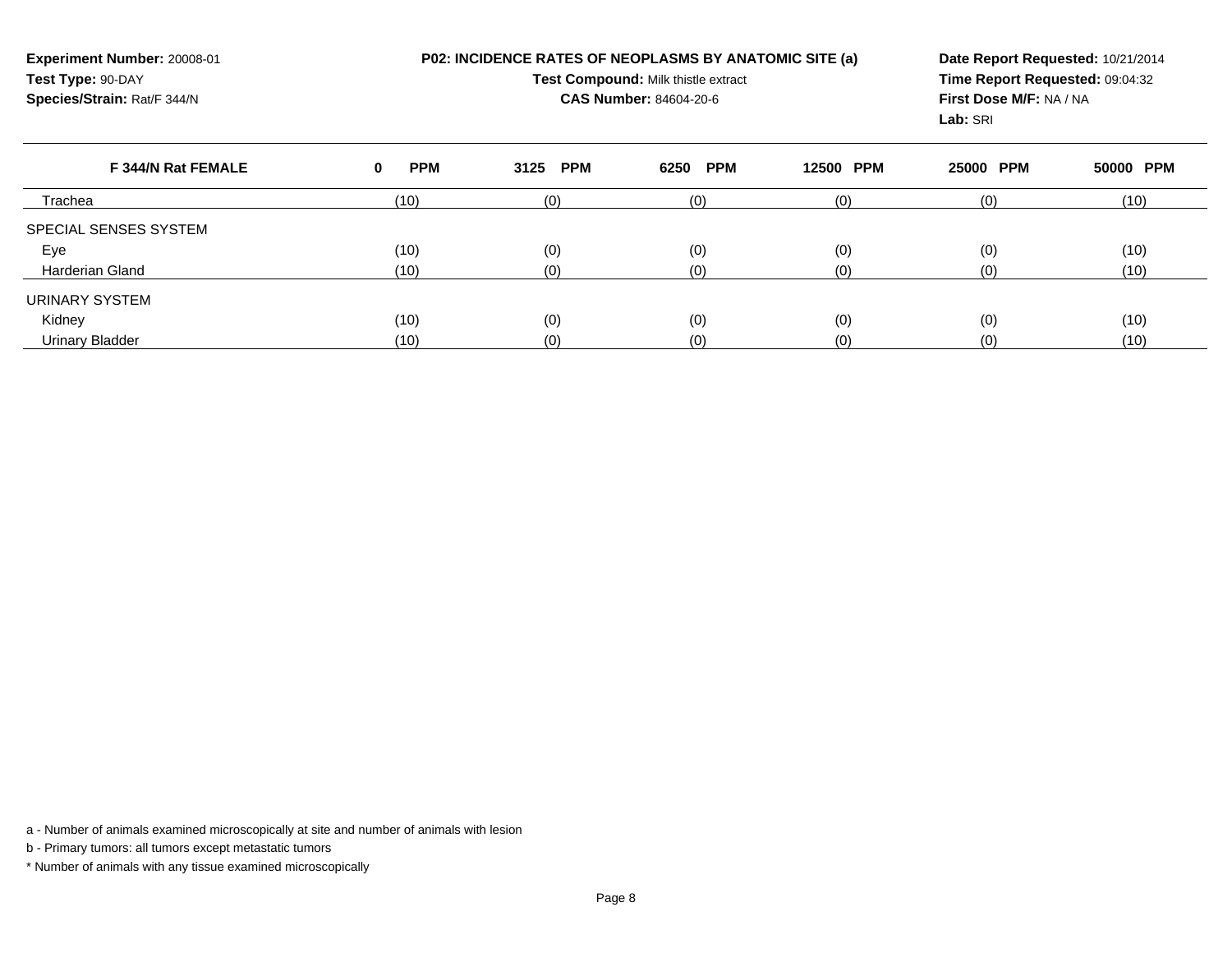**Experiment Number:** 20008-01
**Test Type:** 90-DAY
**Species/Strain:** Rat/F 344/N

**P02: INCIDENCE RATES OF NEOPLASMS BY ANATOMIC SITE (a)**
**Test Compound:** Milk thistle extract
**CAS Number:** 84604-20-6

**Date Report Requested:** 10/21/2014
**Time Report Requested:** 09:04:32
**First Dose M/F:** NA / NA
**Lab:** SRI

| F 344/N Rat FEMALE | 0 PPM | 3125 PPM | 6250 PPM | 12500 PPM | 25000 PPM | 50000 PPM |
|---|---|---|---|---|---|---|
| Trachea | (10) | (0) | (0) | (0) | (0) | (10) |
| SPECIAL SENSES SYSTEM | | | | | | |
| Eye | (10) | (0) | (0) | (0) | (0) | (10) |
| Harderian Gland | (10) | (0) | (0) | (0) | (0) | (10) |
| URINARY SYSTEM | | | | | | |
| Kidney | (10) | (0) | (0) | (0) | (0) | (10) |
| Urinary Bladder | (10) | (0) | (0) | (0) | (0) | (10) |

a - Number of animals examined microscopically at site and number of animals with lesion

b - Primary tumors: all tumors except metastatic tumors

* Number of animals with any tissue examined microscopically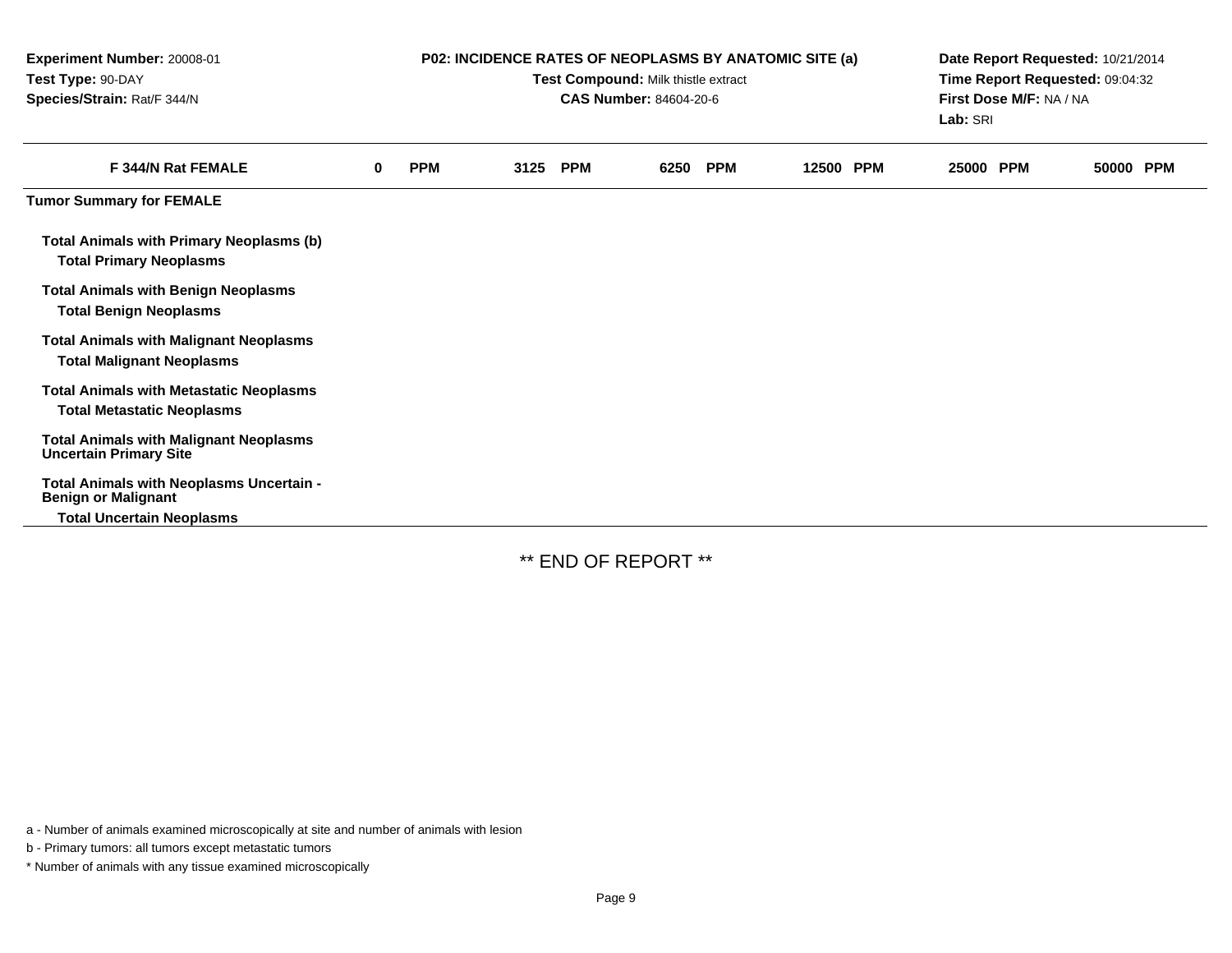Experiment Number: 20008-01
Test Type: 90-DAY
Species/Strain: Rat/F 344/N

**P02: INCIDENCE RATES OF NEOPLASMS BY ANATOMIC SITE (a)**
**Test Compound:** Milk thistle extract
**CAS Number:** 84604-20-6

**Date Report Requested:** 10/21/2014
**Time Report Requested:** 09:04:32
**First Dose M/F:** NA / NA
**Lab:** SRI

| F 344/N Rat FEMALE | 0 PPM | 3125 PPM | 6250 PPM | 12500 PPM | 25000 PPM | 50000 PPM |
|---|---|---|---|---|---|---|
| **Tumor Summary for FEMALE** | | | | | | |
| **Total Animals with Primary Neoplasms (b)** | | | | | | |
| **Total Primary Neoplasms** | | | | | | |
| **Total Animals with Benign Neoplasms** | | | | | | |
| **Total Benign Neoplasms** | | | | | | |
| **Total Animals with Malignant Neoplasms** | | | | | | |
| **Total Malignant Neoplasms** | | | | | | |
| **Total Animals with Metastatic Neoplasms** | | | | | | |
| **Total Metastatic Neoplasms** | | | | | | |
| **Total Animals with Malignant Neoplasms Uncertain Primary Site** | | | | | | |
| **Total Animals with Neoplasms Uncertain - Benign or Malignant** | | | | | | |
| **Total Uncertain Neoplasms** | | | | | | |

** END OF REPORT **

a - Number of animals examined microscopically at site and number of animals with lesion

b - Primary tumors: all tumors except metastatic tumors

* Number of animals with any tissue examined microscopically